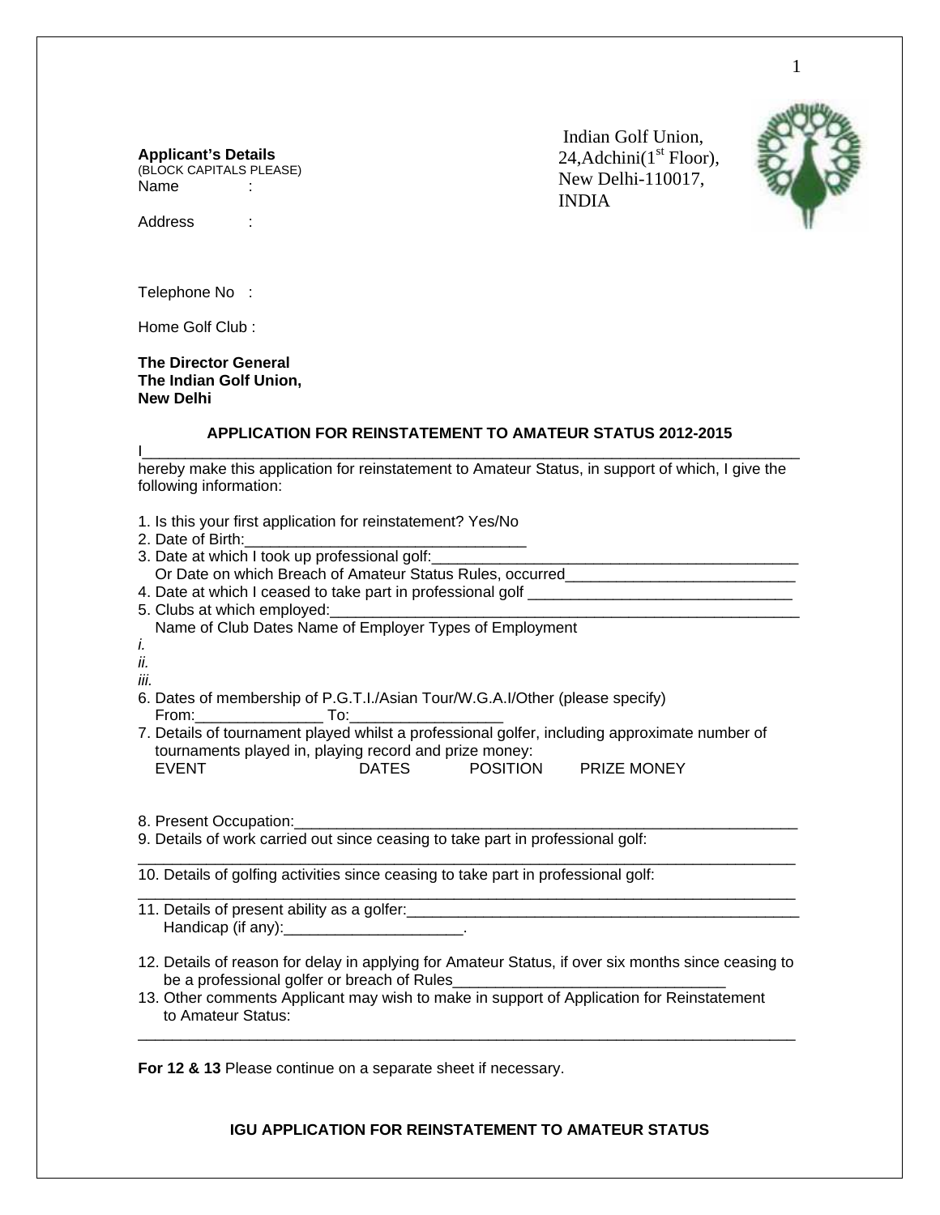Indian Golf Union,
24,Adchini(1st Floor),
New Delhi-110017,
INDIA

**Applicant's Details**
(BLOCK CAPITALS PLEASE)
Name :

Address :

Telephone No :

Home Golf Club :

**The Director General**
**The Indian Golf Union,**
**New Delhi**

## APPLICATION FOR REINSTATEMENT TO AMATEUR STATUS 2012-2015

I_______________________________________________________________________________
hereby make this application for reinstatement to Amateur Status, in support of which, I give the following information:

1. Is this your first application for reinstatement? Yes/No
2. Date of Birth:_________________________________
3. Date at which I took up professional golf:___________________________________________
   Or Date on which Breach of Amateur Status Rules, occurred___________________________
4. Date at which I ceased to take part in professional golf _______________________________
5. Clubs at which employed:_________________________________________________________
   Name of Club Dates Name of Employer Types of Employment
   *i.*
   *ii.*
   *iii.*
6. Dates of membership of P.G.T.I./Asian Tour/W.G.A.I/Other (please specify)
   From:_______________ To:__________________
7. Details of tournament played whilst a professional golfer, including approximate number of tournaments played in, playing record and prize money:
   EVENT DATES POSITION PRIZE MONEY

8. Present Occupation:_____________________________________________________________
9. Details of work carried out since ceasing to take part in professional golf:
   ________________________________________________________________________________
10. Details of golfing activities since ceasing to take part in professional golf:
    ________________________________________________________________________________
11. Details of present ability as a golfer:_______________________________________________
    Handicap (if any):_____________________.

12. Details of reason for delay in applying for Amateur Status, if over six months since ceasing to be a professional golfer or breach of Rules________________________________
13. Other comments Applicant may wish to make in support of Application for Reinstatement to Amateur Status:
    ________________________________________________________________________________

**For 12 & 13** Please continue on a separate sheet if necessary.

**IGU APPLICATION FOR REINSTATEMENT TO AMATEUR STATUS**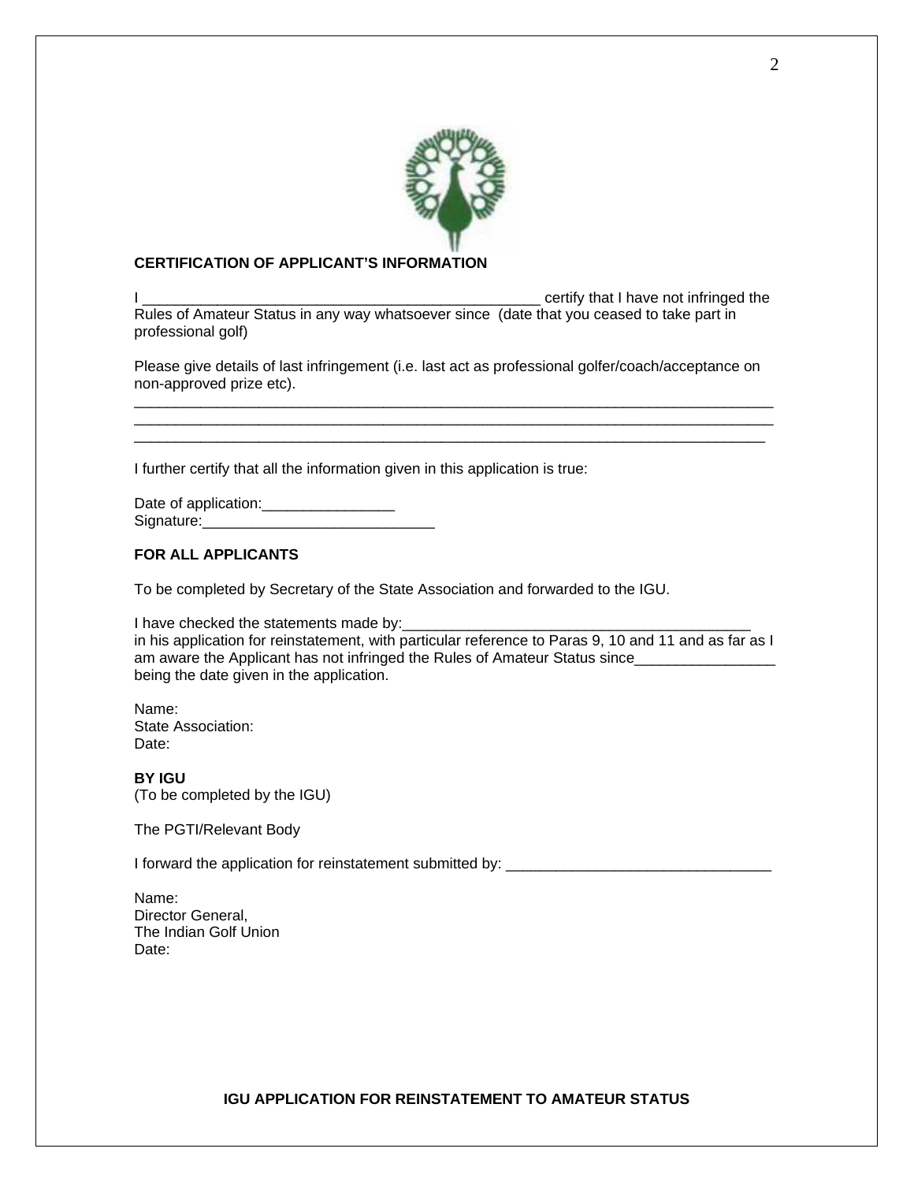**CERTIFICATION OF APPLICANT'S INFORMATION**

I _______________________________________________ certify that I have not infringed the Rules of Amateur Status in any way whatsoever since (date that you ceased to take part in professional golf)

Please give details of last infringement (i.e. last act as professional golfer/coach/acceptance on non-approved prize etc).

_____________________________________________________________________________
_____________________________________________________________________________
_____________________________________________________________________________

I further certify that all the information given in this application is true:

Date of application:________________
Signature:____________________________

**FOR ALL APPLICANTS**

To be completed by Secretary of the State Association and forwarded to the IGU.

I have checked the statements made by:___________________________________________ in his application for reinstatement, with particular reference to Paras 9, 10 and 11 and as far as I am aware the Applicant has not infringed the Rules of Amateur Status since_________________ being the date given in the application.

Name:
State Association:
Date:

**BY IGU**
(To be completed by the IGU)

The PGTI/Relevant Body

I forward the application for reinstatement submitted by: _______________________________

Name:
Director General,
The Indian Golf Union
Date:

**IGU APPLICATION FOR REINSTATEMENT TO AMATEUR STATUS**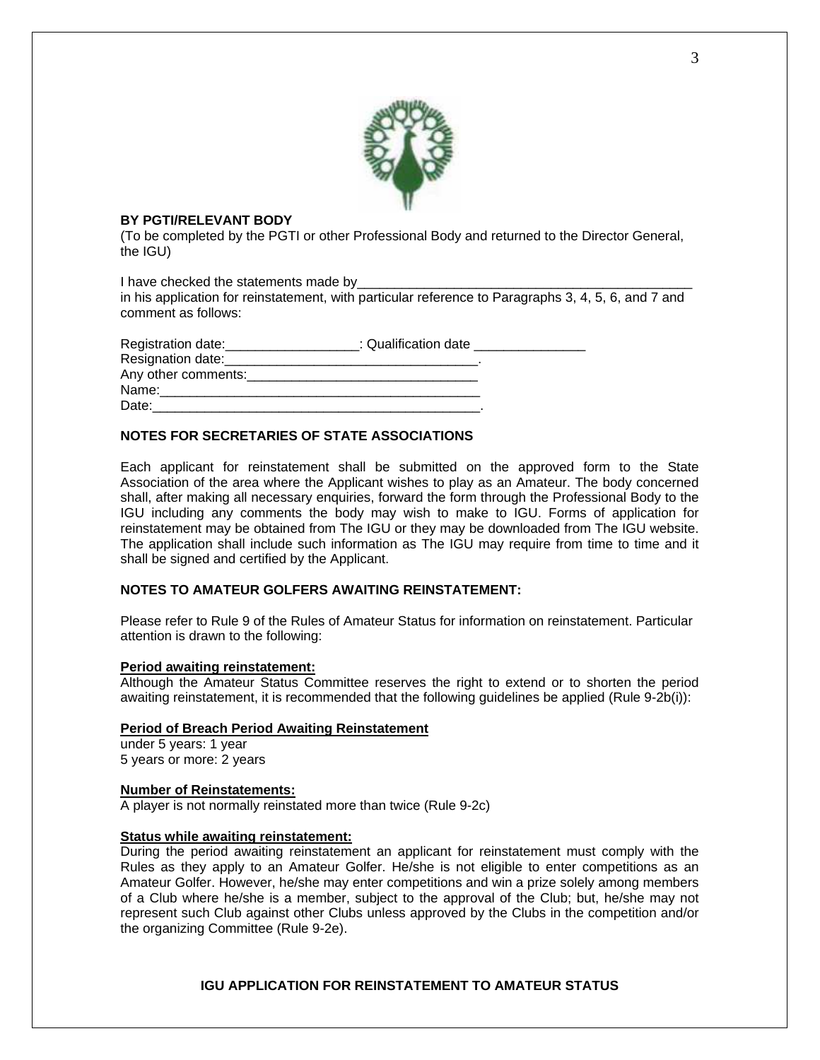**BY PGTI/RELEVANT BODY**

(To be completed by the PGTI or other Professional Body and returned to the Director General, the IGU)

I have checked the statements made by_______________________________________________ in his application for reinstatement, with particular reference to Paragraphs 3, 4, 5, 6, and 7 and comment as follows:

Registration date:__________________: Qualification date _______________
Resignation date:__________________________________.
Any other comments:________________________________
Name:____________________________________________
Date:_____________________________________________.

**NOTES FOR SECRETARIES OF STATE ASSOCIATIONS**

Each applicant for reinstatement shall be submitted on the approved form to the State Association of the area where the Applicant wishes to play as an Amateur. The body concerned shall, after making all necessary enquiries, forward the form through the Professional Body to the IGU including any comments the body may wish to make to IGU. Forms of application for reinstatement may be obtained from The IGU or they may be downloaded from The IGU website. The application shall include such information as The IGU may require from time to time and it shall be signed and certified by the Applicant.

**NOTES TO AMATEUR GOLFERS AWAITING REINSTATEMENT:**

Please refer to Rule 9 of the Rules of Amateur Status for information on reinstatement. Particular attention is drawn to the following:

**Period awaiting reinstatement:**
Although the Amateur Status Committee reserves the right to extend or to shorten the period awaiting reinstatement, it is recommended that the following guidelines be applied (Rule 9-2b(i)):

**Period of Breach Period Awaiting Reinstatement**
under 5 years: 1 year
5 years or more: 2 years

**Number of Reinstatements:**
A player is not normally reinstated more than twice (Rule 9-2c)

**Status while awaiting reinstatement:**
During the period awaiting reinstatement an applicant for reinstatement must comply with the Rules as they apply to an Amateur Golfer. He/she is not eligible to enter competitions as an Amateur Golfer. However, he/she may enter competitions and win a prize solely among members of a Club where he/she is a member, subject to the approval of the Club; but, he/she may not represent such Club against other Clubs unless approved by the Clubs in the competition and/or the organizing Committee (Rule 9-2e).

**IGU APPLICATION FOR REINSTATEMENT TO AMATEUR STATUS**